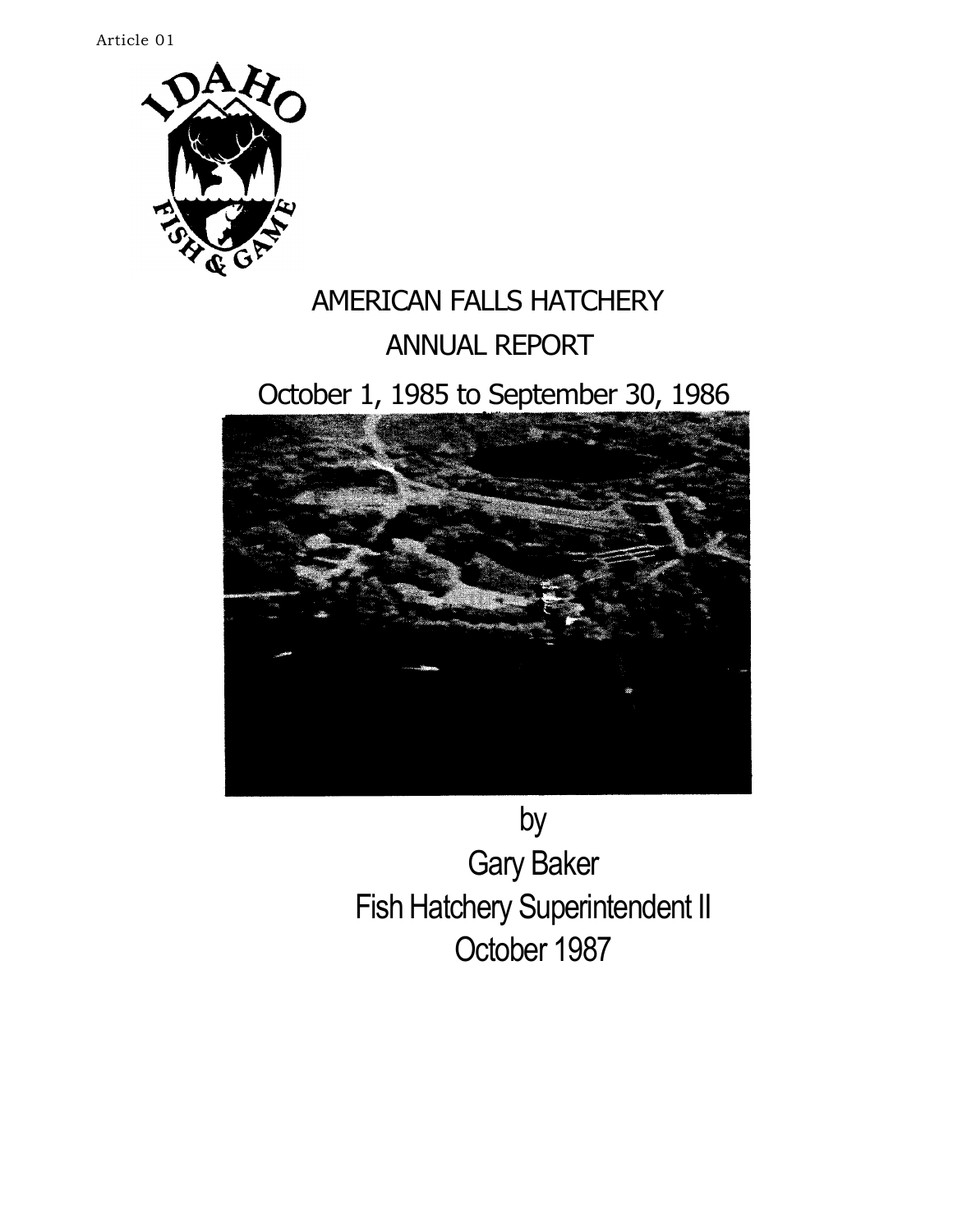Article 01

# AMERICAN FALLS HATCHERY

## ANNUAL REPORT

## October 1, 1985 to September 30, 1986

by

Gary Baker

Fish Hatchery Superintendent II

October 1987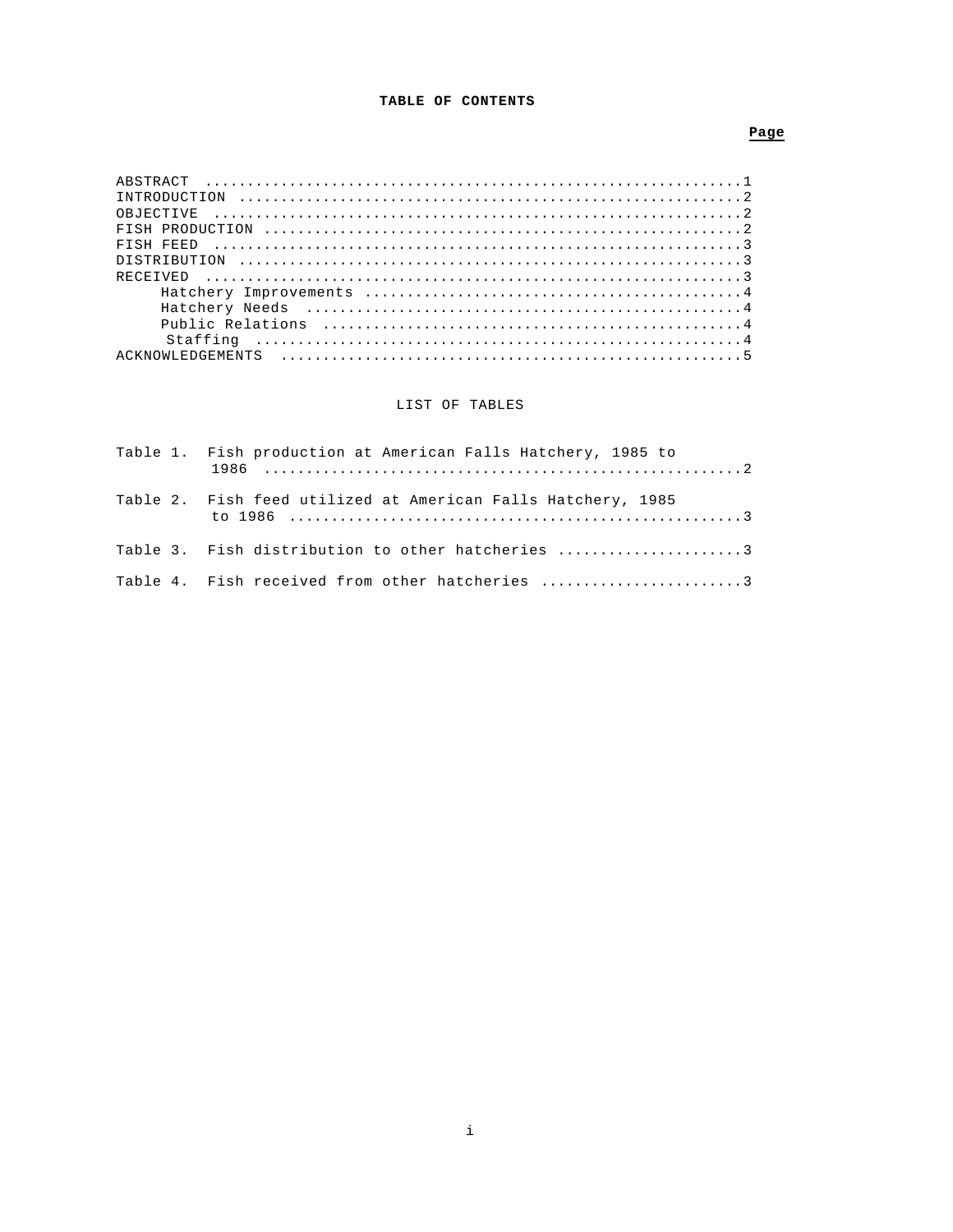# TABLE OF CONTENTS

| | Page |
|---|---|
| ABSTRACT | 1 |
| INTRODUCTION | 2 |
| OBJECTIVE | 2 |
| FISH PRODUCTION | 2 |
| FISH FEED | 3 |
| DISTRIBUTION | 3 |
| RECEIVED | 3 |
| Hatchery Improvements | 4 |
| Hatchery Needs | 4 |
| Public Relations | 4 |
| Staffing | 4 |
| ACKNOWLEDGEMENTS | 5 |

## LIST OF TABLES

| | | Page |
|---|---|---|
| Table 1. | Fish production at American Falls Hatchery, 1985 to 1986 | 2 |
| Table 2. | Fish feed utilized at American Falls Hatchery, 1985 to 1986 | 3 |
| Table 3. | Fish distribution to other hatcheries | 3 |
| Table 4. | Fish received from other hatcheries | 3 |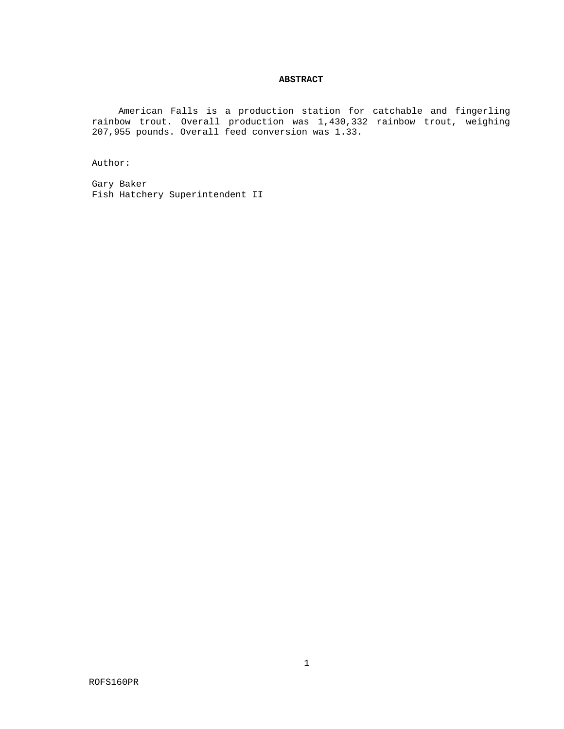## ABSTRACT

American Falls is a production station for catchable and fingerling rainbow trout. Overall production was 1,430,332 rainbow trout, weighing 207,955 pounds. Overall feed conversion was 1.33.

Author:

Gary Baker
Fish Hatchery Superintendent II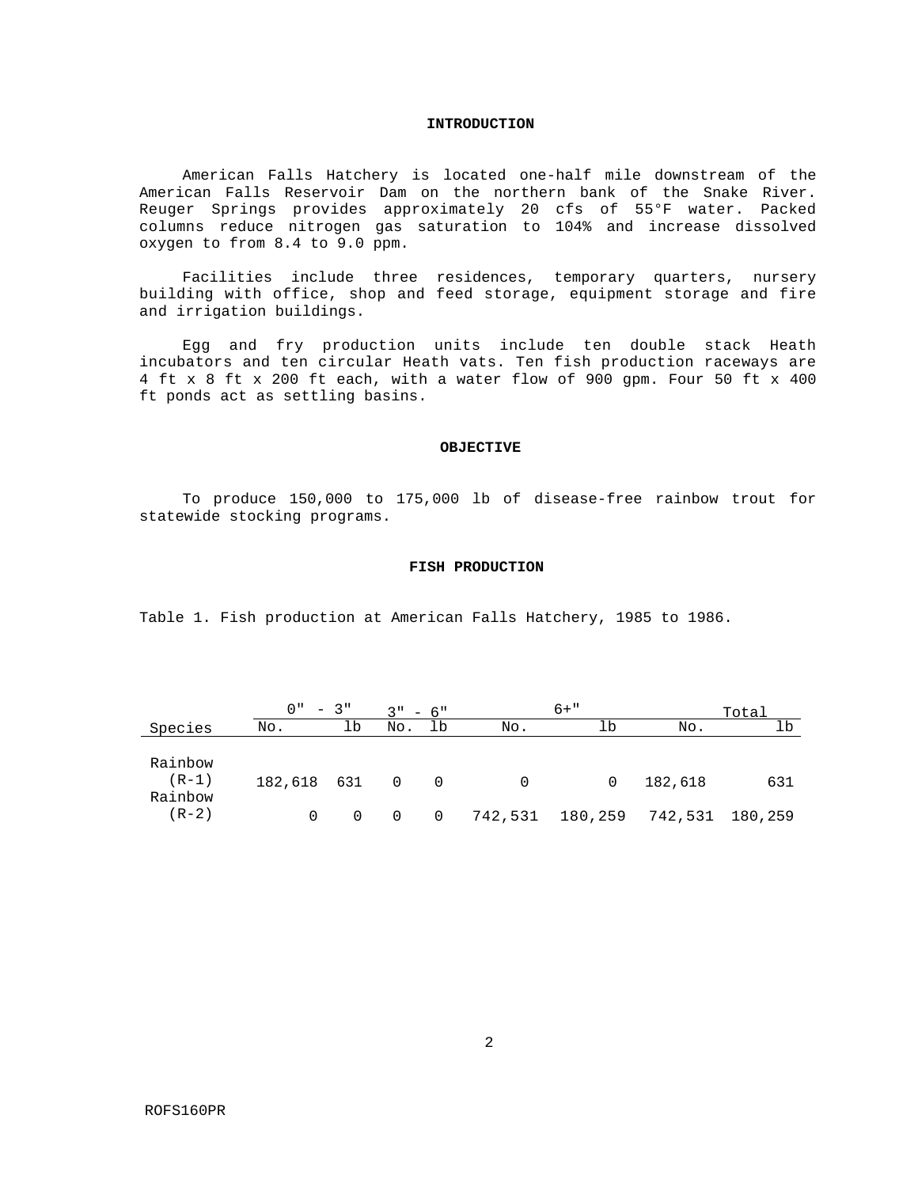## INTRODUCTION

American Falls Hatchery is located one-half mile downstream of the American Falls Reservoir Dam on the northern bank of the Snake River. Reuger Springs provides approximately 20 cfs of 55°F water. Packed columns reduce nitrogen gas saturation to 104% and increase dissolved oxygen to from 8.4 to 9.0 ppm.

Facilities include three residences, temporary quarters, nursery building with office, shop and feed storage, equipment storage and fire and irrigation buildings.

Egg and fry production units include ten double stack Heath incubators and ten circular Heath vats. Ten fish production raceways are 4 ft x 8 ft x 200 ft each, with a water flow of 900 gpm. Four 50 ft x 400 ft ponds act as settling basins.

## OBJECTIVE

To produce 150,000 to 175,000 lb of disease-free rainbow trout for statewide stocking programs.

## FISH PRODUCTION

Table 1. Fish production at American Falls Hatchery, 1985 to 1986.

| | 0" - 3" | | 3" - 6" | | 6+" | | Total | |
|---|---|---|---|---|---|---|---|---|
| Species | No. | lb | No. | lb | No. | lb | No. | lb |
| Rainbow (R-1) | 182,618 | 631 | 0 | 0 | 0 | 0 | 182,618 | 631 |
| Rainbow (R-2) | 0 | 0 | 0 | 0 | 742,531 | 180,259 | 742,531 | 180,259 |

ROFS160PR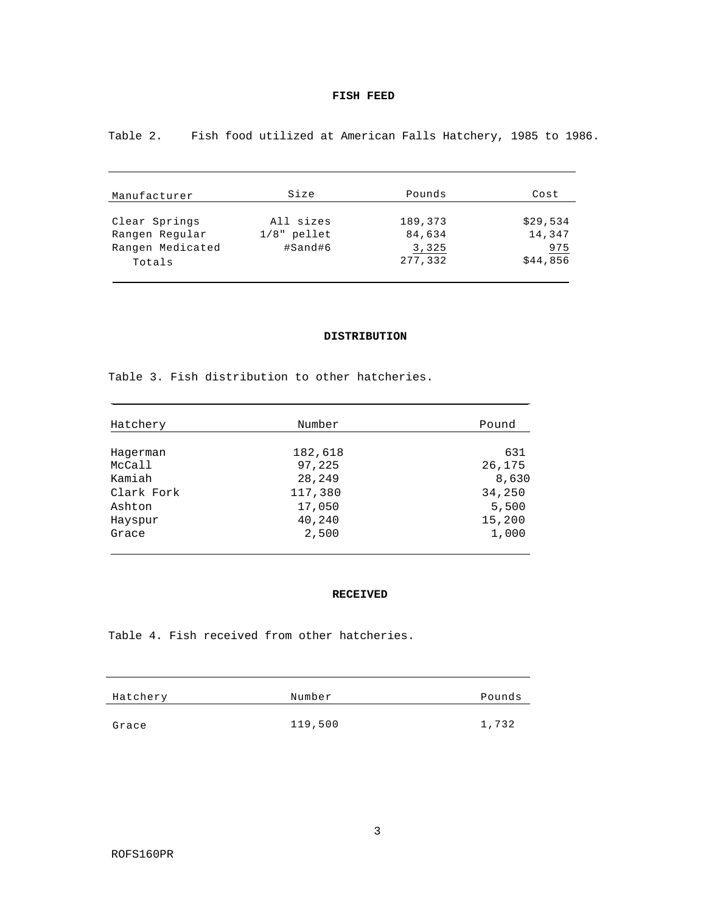## FISH FEED

Table 2. Fish food utilized at American Falls Hatchery, 1985 to 1986.

| Manufacturer | Size | Pounds | Cost |
|---|---|---|---|
| Clear Springs | All sizes | 189,373 | $29,534 |
| Rangen Regular | 1/8" pellet | 84,634 | 14,347 |
| Rangen Medicated | #Sand#6 | 3,325 | 975 |
| Totals | | 277,332 | $44,856 |

## DISTRIBUTION

Table 3. Fish distribution to other hatcheries.

| Hatchery | Number | Pound |
|---|---|---|
| Hagerman | 182,618 | 631 |
| McCall | 97,225 | 26,175 |
| Kamiah | 28,249 | 8,630 |
| Clark Fork | 117,380 | 34,250 |
| Ashton | 17,050 | 5,500 |
| Hayspur | 40,240 | 15,200 |
| Grace | 2,500 | 1,000 |

## RECEIVED

Table 4. Fish received from other hatcheries.

| Hatchery | Number | Pounds |
|---|---|---|
| Grace | 119,500 | 1,732 |

ROFS160PR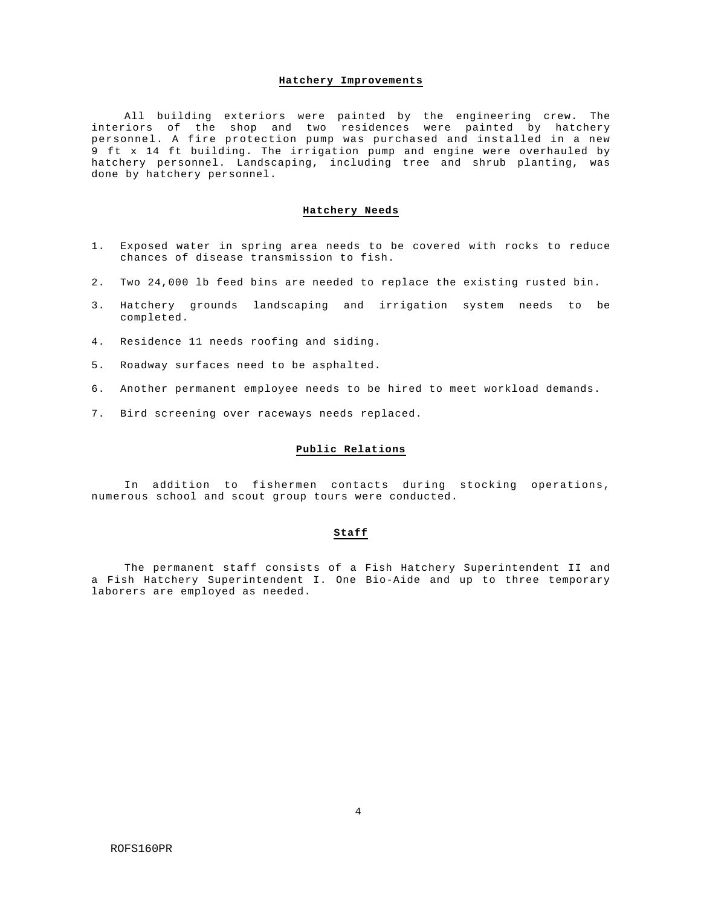## Hatchery Improvements

All building exteriors were painted by the engineering crew. The interiors of the shop and two residences were painted by hatchery personnel. A fire protection pump was purchased and installed in a new 9 ft x 14 ft building. The irrigation pump and engine were overhauled by hatchery personnel. Landscaping, including tree and shrub planting, was done by hatchery personnel.

## Hatchery Needs

1. Exposed water in spring area needs to be covered with rocks to reduce chances of disease transmission to fish.
2. Two 24,000 lb feed bins are needed to replace the existing rusted bin.
3. Hatchery grounds landscaping and irrigation system needs to be completed.
4. Residence 11 needs roofing and siding.
5. Roadway surfaces need to be asphalted.
6. Another permanent employee needs to be hired to meet workload demands.
7. Bird screening over raceways needs replaced.

## Public Relations

In addition to fishermen contacts during stocking operations, numerous school and scout group tours were conducted.

## Staff

The permanent staff consists of a Fish Hatchery Superintendent II and a Fish Hatchery Superintendent I. One Bio-Aide and up to three temporary laborers are employed as needed.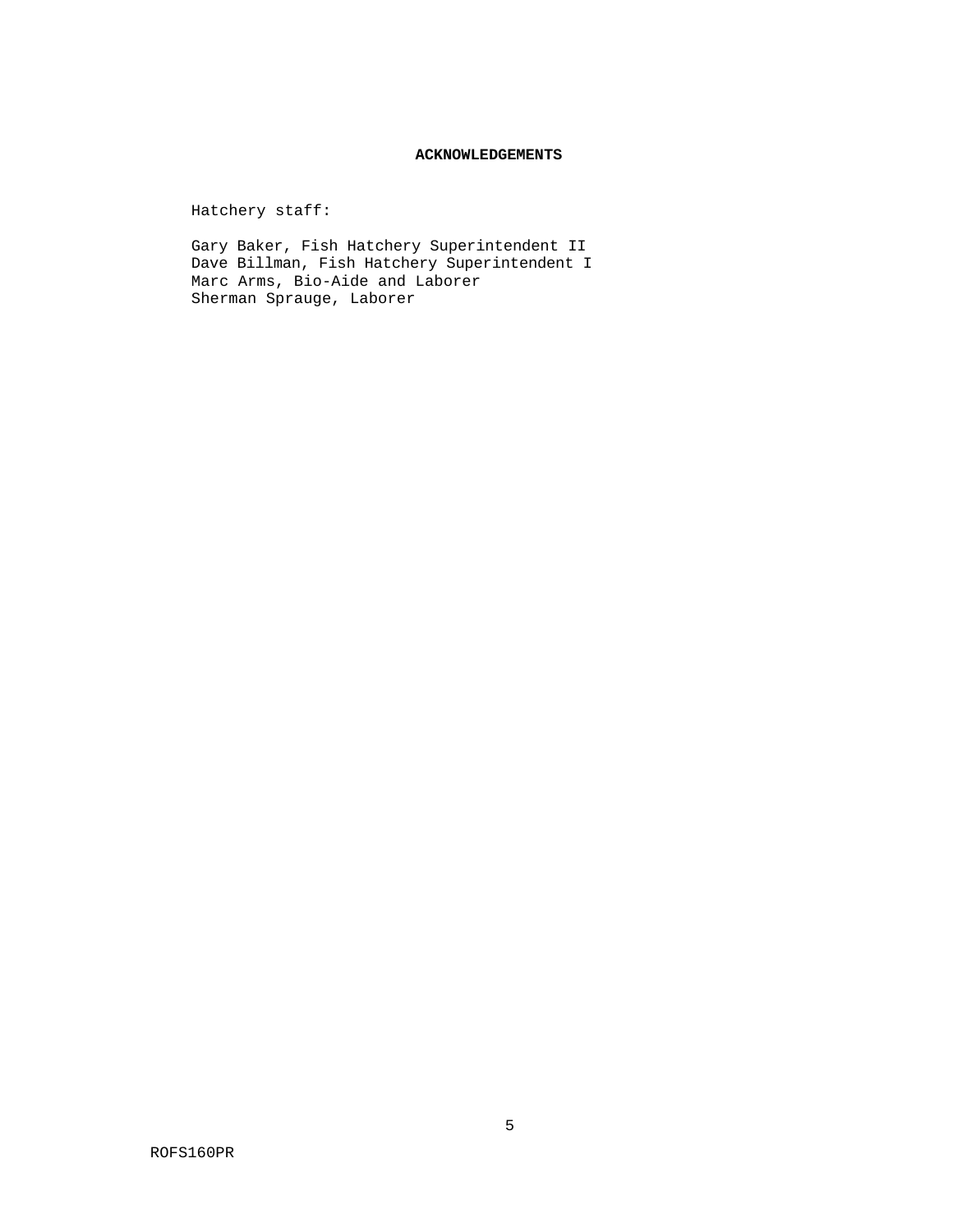# ACKNOWLEDGEMENTS

Hatchery staff:

Gary Baker, Fish Hatchery Superintendent II
Dave Billman, Fish Hatchery Superintendent I
Marc Arms, Bio-Aide and Laborer
Sherman Sprauge, Laborer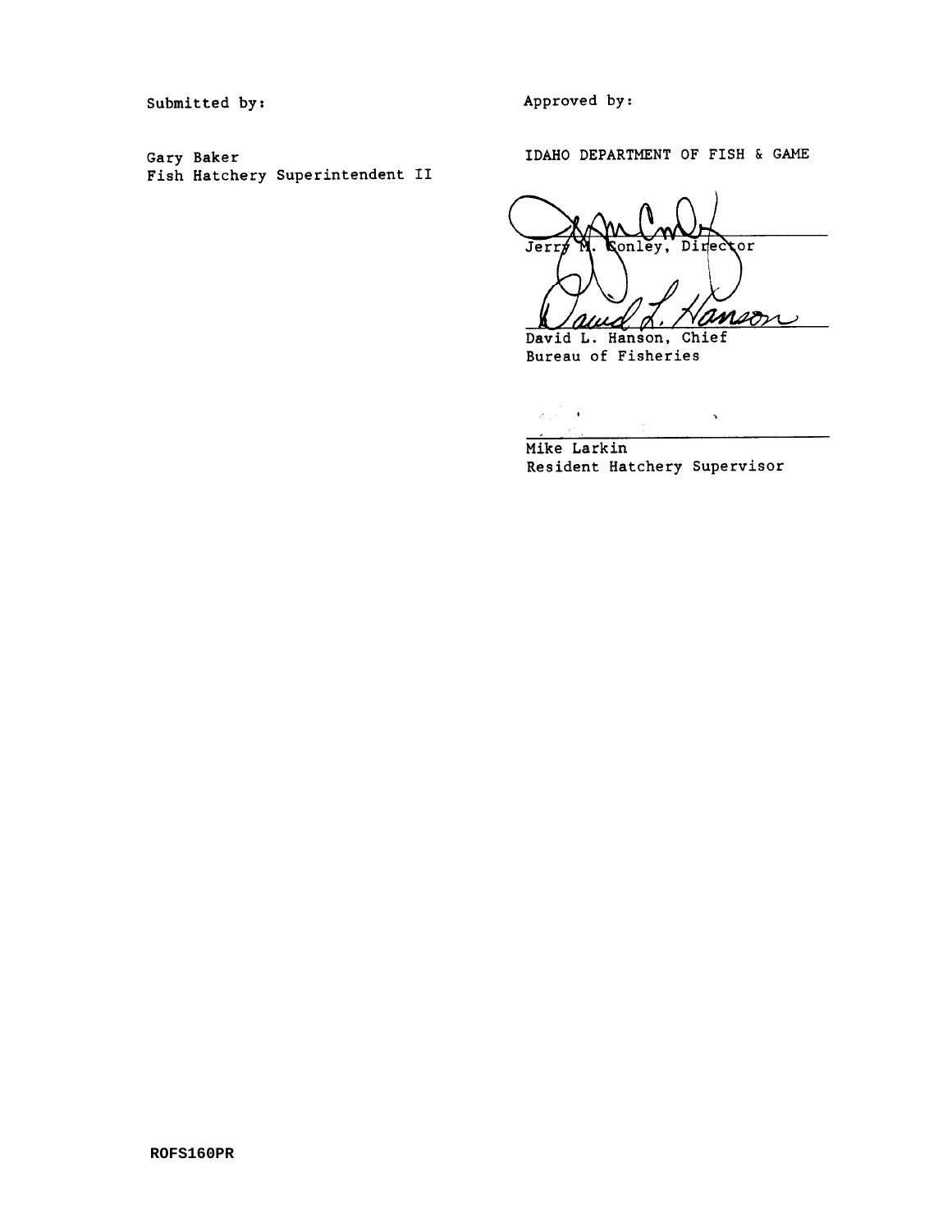Submitted by:

Gary Baker
Fish Hatchery Superintendent II

Approved by:

IDAHO DEPARTMENT OF FISH & GAME

Jerry M. Conley, Director

David L. Hanson, Chief
Bureau of Fisheries

Mike Larkin
Resident Hatchery Supervisor

ROFS160PR